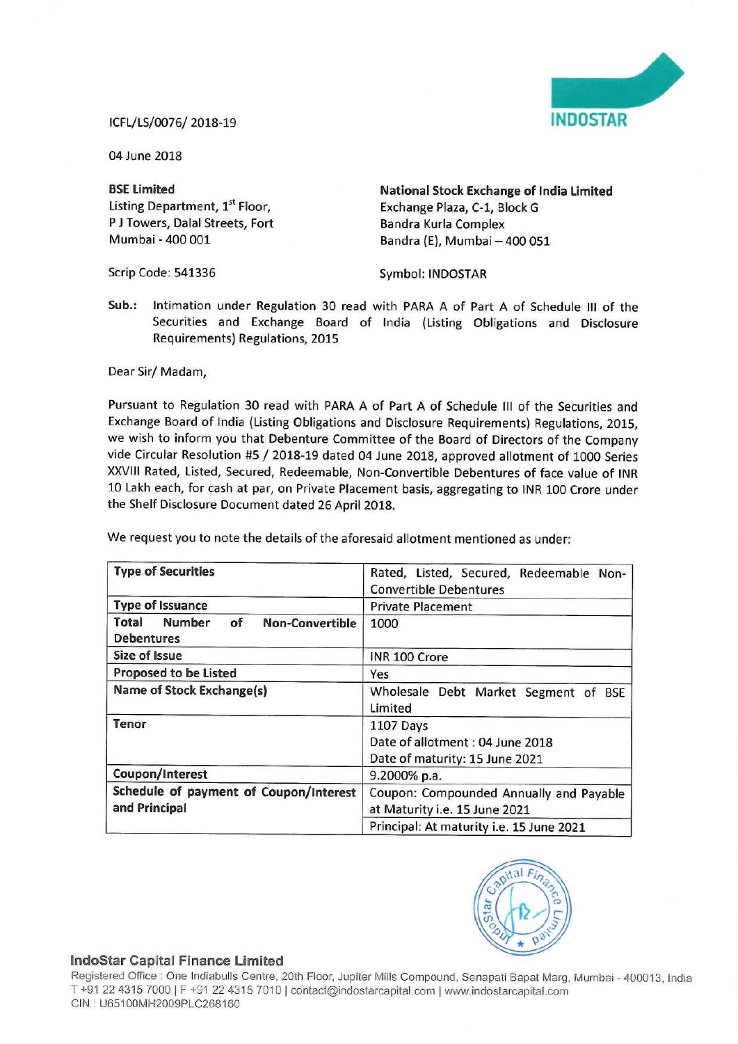ICFL/LS/0076/ 2018-19

04 June 2018

**BSE Limited**
Listing Department, 1st Floor,
P J Towers, Dalal Streets, Fort
Mumbai - 400 001

Scrip Code: 541336

**National Stock Exchange of India Limited**
Exchange Plaza, C-1, Block G
Bandra Kurla Complex
Bandra (E), Mumbai – 400 051

Symbol: INDOSTAR

**Sub.:** Intimation under Regulation 30 read with PARA A of Part A of Schedule III of the Securities and Exchange Board of India (Listing Obligations and Disclosure Requirements) Regulations, 2015

Dear Sir/ Madam,

Pursuant to Regulation 30 read with PARA A of Part A of Schedule III of the Securities and Exchange Board of India (Listing Obligations and Disclosure Requirements) Regulations, 2015, we wish to inform you that Debenture Committee of the Board of Directors of the Company vide Circular Resolution #5 / 2018-19 dated 04 June 2018, approved allotment of 1000 Series XXVIII Rated, Listed, Secured, Redeemable, Non-Convertible Debentures of face value of INR 10 Lakh each, for cash at par, on Private Placement basis, aggregating to INR 100 Crore under the Shelf Disclosure Document dated 26 April 2018.

We request you to note the details of the aforesaid allotment mentioned as under:

| **Type of Securities** | Rated, Listed, Secured, Redeemable Non-Convertible Debentures |
|---|---|
| **Type of Issuance** | Private Placement |
| **Total Number of Non-Convertible Debentures** | 1000 |
| **Size of Issue** | INR 100 Crore |
| **Proposed to be Listed** | Yes |
| **Name of Stock Exchange(s)** | Wholesale Debt Market Segment of BSE Limited |
| **Tenor** | 1107 Days<br>Date of allotment : 04 June 2018<br>Date of maturity: 15 June 2021 |
| **Coupon/Interest** | 9.2000% p.a. |
| **Schedule of payment of Coupon/Interest and Principal** | Coupon: Compounded Annually and Payable at Maturity i.e. 15 June 2021 |
| | Principal: At maturity i.e. 15 June 2021 |

**IndoStar Capital Finance Limited**
Registered Office : One Indiabulls Centre, 20th Floor, Jupiter Mills Compound, Senapati Bapat Marg, Mumbai - 400013, India
T +91 22 4315 7000 | F +91 22 4315 7010 | contact@indostarcapital.com | www.indostarcapital.com
CIN : U65100MH2009PLC268160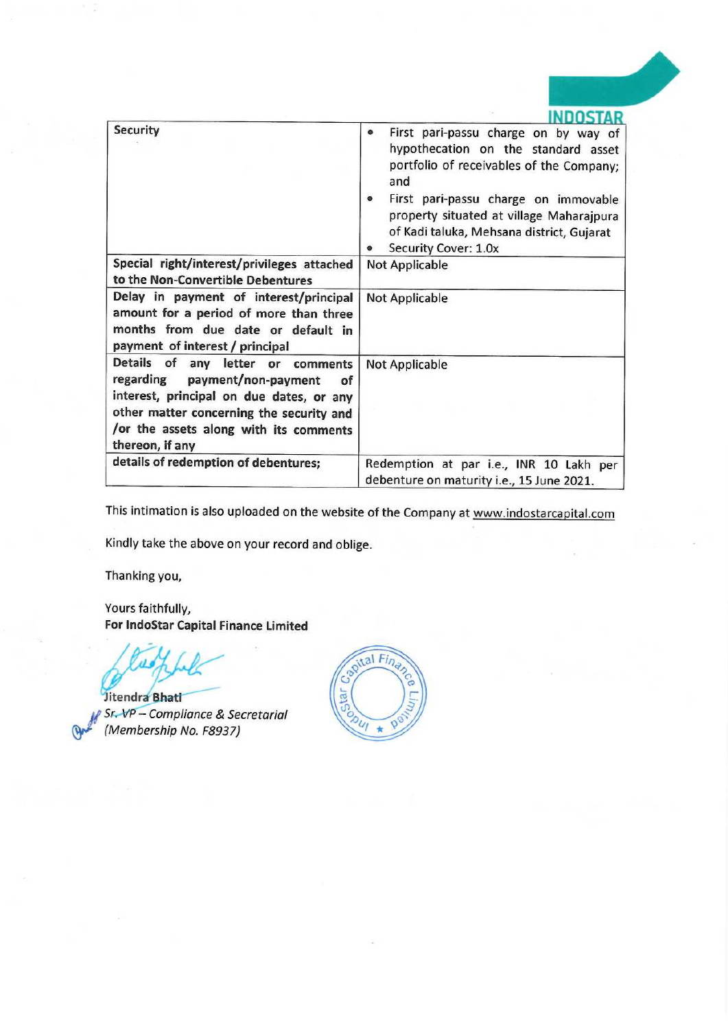| | |
|---|---|
| Security | • First pari-passu charge on by way of hypothecation on the standard asset portfolio of receivables of the Company; and<br>• First pari-passu charge on immovable property situated at village Maharajpura of Kadi taluka, Mehsana district, Gujarat<br>• Security Cover: 1.0x |
| Special right/interest/privileges attached to the Non-Convertible Debentures | Not Applicable |
| Delay in payment of interest/principal amount for a period of more than three months from due date or default in payment of interest / principal | Not Applicable |
| Details of any letter or comments regarding payment/non-payment of interest, principal on due dates, or any other matter concerning the security and /or the assets along with its comments thereon, if any | Not Applicable |
| details of redemption of debentures; | Redemption at par i.e., INR 10 Lakh per debenture on maturity i.e., 15 June 2021. |

This intimation is also uploaded on the website of the Company at www.indostarcapital.com

Kindly take the above on your record and oblige.

Thanking you,

Yours faithfully,
**For IndoStar Capital Finance Limited**

Jitendra Bhati
*Sr. VP – Compliance & Secretarial*
*(Membership No. F8937)*